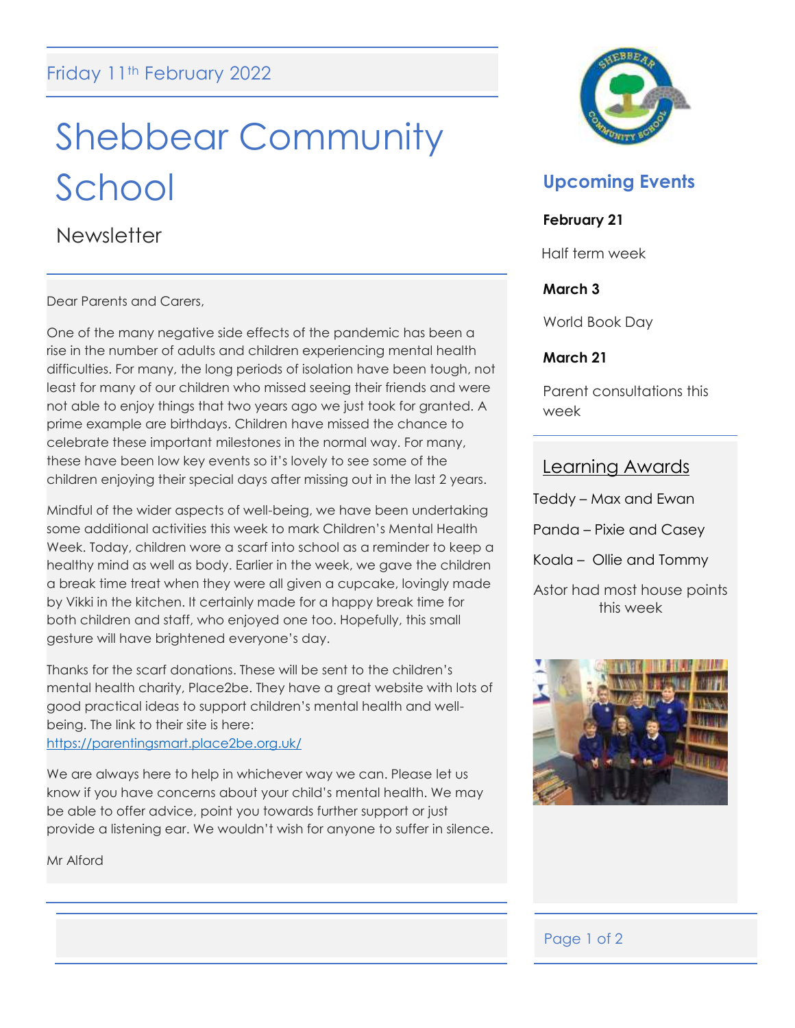Friday 11th February 2022

# Shebbear Community School

## Newsletter

Dear Parents and Carers,

One of the many negative side effects of the pandemic has been a rise in the number of adults and children experiencing mental health difficulties. For many, the long periods of isolation have been tough, not least for many of our children who missed seeing their friends and were not able to enjoy things that two years ago we just took for granted. A prime example are birthdays. Children have missed the chance to celebrate these important milestones in the normal way. For many, these have been low key events so it's lovely to see some of the children enjoying their special days after missing out in the last 2 years.

Mindful of the wider aspects of well-being, we have been undertaking some additional activities this week to mark Children's Mental Health Week. Today, children wore a scarf into school as a reminder to keep a healthy mind as well as body. Earlier in the week, we gave the children a break time treat when they were all given a cupcake, lovingly made by Vikki in the kitchen. It certainly made for a happy break time for both children and staff, who enjoyed one too. Hopefully, this small gesture will have brightened everyone's day.

Thanks for the scarf donations. These will be sent to the children's mental health charity, Place2be. They have a great website with lots of good practical ideas to support children's mental health and well-being. The link to their site is here: https://parentingsmart.place2be.org.uk/

We are always here to help in whichever way we can. Please let us know if you have concerns about your child's mental health. We may be able to offer advice, point you towards further support or just provide a listening ear. We wouldn't wish for anyone to suffer in silence.

Mr Alford

## Upcoming Events

**February 21**

Half term week

**March 3**

World Book Day

**March 21**

Parent consultations this week

## Learning Awards

Teddy – Max and Ewan

Panda – Pixie and Casey

Koala – Ollie and Tommy

Astor had most house points this week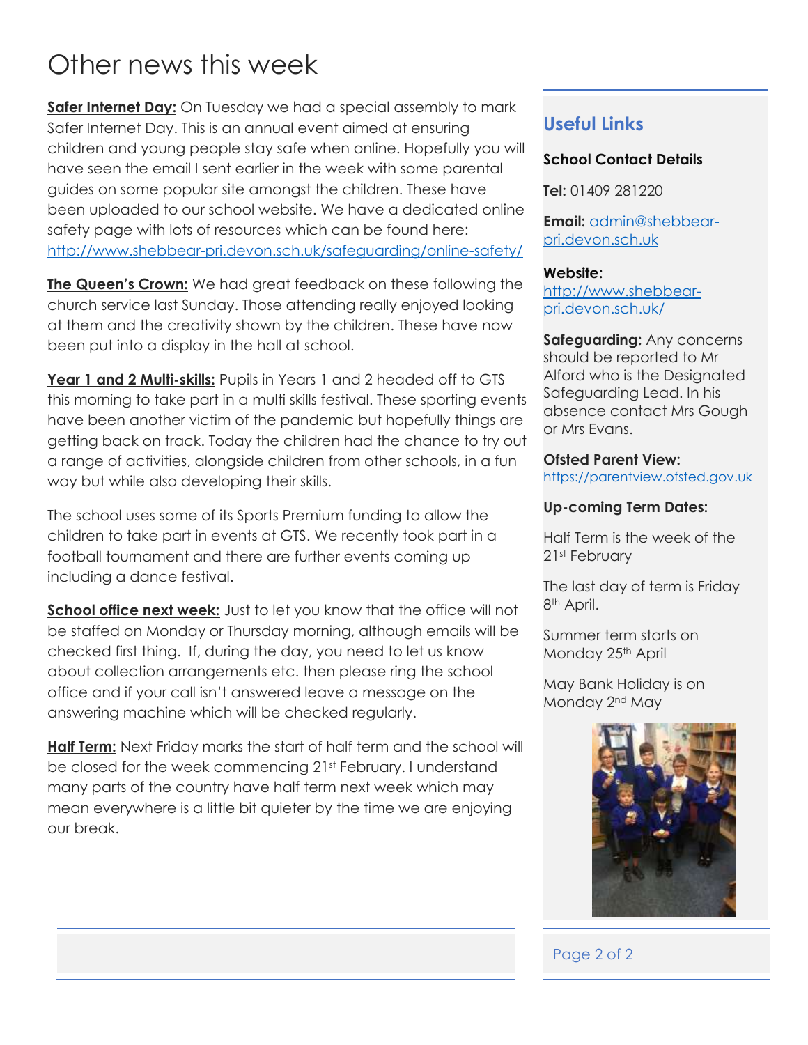# Other news this week

**Safer Internet Day:** On Tuesday we had a special assembly to mark Safer Internet Day. This is an annual event aimed at ensuring children and young people stay safe when online. Hopefully you will have seen the email I sent earlier in the week with some parental guides on some popular site amongst the children. These have been uploaded to our school website. We have a dedicated online safety page with lots of resources which can be found here: http://www.shebbear-pri.devon.sch.uk/safeguarding/online-safety/

**The Queen's Crown:** We had great feedback on these following the church service last Sunday. Those attending really enjoyed looking at them and the creativity shown by the children. These have now been put into a display in the hall at school.

**Year 1 and 2 Multi-skills:** Pupils in Years 1 and 2 headed off to GTS this morning to take part in a multi skills festival. These sporting events have been another victim of the pandemic but hopefully things are getting back on track. Today the children had the chance to try out a range of activities, alongside children from other schools, in a fun way but while also developing their skills.

The school uses some of its Sports Premium funding to allow the children to take part in events at GTS. We recently took part in a football tournament and there are further events coming up including a dance festival.

**School office next week:** Just to let you know that the office will not be staffed on Monday or Thursday morning, although emails will be checked first thing. If, during the day, you need to let us know about collection arrangements etc. then please ring the school office and if your call isn't answered leave a message on the answering machine which will be checked regularly.

**Half Term:** Next Friday marks the start of half term and the school will be closed for the week commencing 21st February. I understand many parts of the country have half term next week which may mean everywhere is a little bit quieter by the time we are enjoying our break.

## Useful Links

**School Contact Details**

**Tel:** 01409 281220

**Email:** admin@shebbear-pri.devon.sch.uk

**Website:** http://www.shebbear-pri.devon.sch.uk/

**Safeguarding:** Any concerns should be reported to Mr Alford who is the Designated Safeguarding Lead. In his absence contact Mrs Gough or Mrs Evans.

**Ofsted Parent View:** https://parentview.ofsted.gov.uk

**Up-coming Term Dates:**

Half Term is the week of the 21st February

The last day of term is Friday 8th April.

Summer term starts on Monday 25th April

May Bank Holiday is on Monday 2nd May